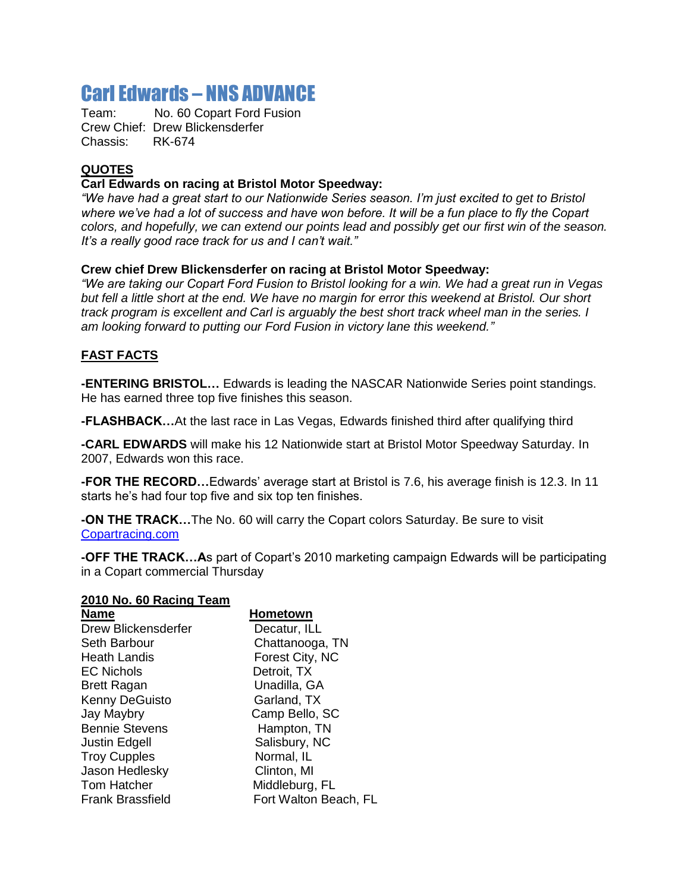# Carl Edwards – NNS ADVANCE

Team: No. 60 Copart Ford Fusion
Crew Chief: Drew Blickensderfer
Chassis: RK-674

## QUOTES

**Carl Edwards on racing at Bristol Motor Speedway:**

*"We have had a great start to our Nationwide Series season. I'm just excited to get to Bristol where we've had a lot of success and have won before. It will be a fun place to fly the Copart colors, and hopefully, we can extend our points lead and possibly get our first win of the season. It's a really good race track for us and I can't wait."*

**Crew chief Drew Blickensderfer on racing at Bristol Motor Speedway:**

*"We are taking our Copart Ford Fusion to Bristol looking for a win. We had a great run in Vegas but fell a little short at the end. We have no margin for error this weekend at Bristol. Our short track program is excellent and Carl is arguably the best short track wheel man in the series. I am looking forward to putting our Ford Fusion in victory lane this weekend."*

## FAST FACTS

**-ENTERING BRISTOL…** Edwards is leading the NASCAR Nationwide Series point standings. He has earned three top five finishes this season.

**-FLASHBACK…**At the last race in Las Vegas, Edwards finished third after qualifying third

**-CARL EDWARDS** will make his 12 Nationwide start at Bristol Motor Speedway Saturday. In 2007, Edwards won this race.

**-FOR THE RECORD…**Edwards' average start at Bristol is 7.6, his average finish is 12.3. In 11 starts he's had four top five and six top ten finishes.

**-ON THE TRACK…**The No. 60 will carry the Copart colors Saturday. Be sure to visit Copartracing.com

**-OFF THE TRACK…A**s part of Copart's 2010 marketing campaign Edwards will be participating in a Copart commercial Thursday

## 2010 No. 60 Racing Team

| Name | Hometown |
|---|---|
| Drew Blickensderfer | Decatur, ILL |
| Seth Barbour | Chattanooga, TN |
| Heath Landis | Forest City, NC |
| EC Nichols | Detroit, TX |
| Brett Ragan | Unadilla, GA |
| Kenny DeGuisto | Garland, TX |
| Jay Maybry | Camp Bello, SC |
| Bennie Stevens | Hampton, TN |
| Justin Edgell | Salisbury, NC |
| Troy Cupples | Normal, IL |
| Jason Hedlesky | Clinton, MI |
| Tom Hatcher | Middleburg, FL |
| Frank Brassfield | Fort Walton Beach, FL |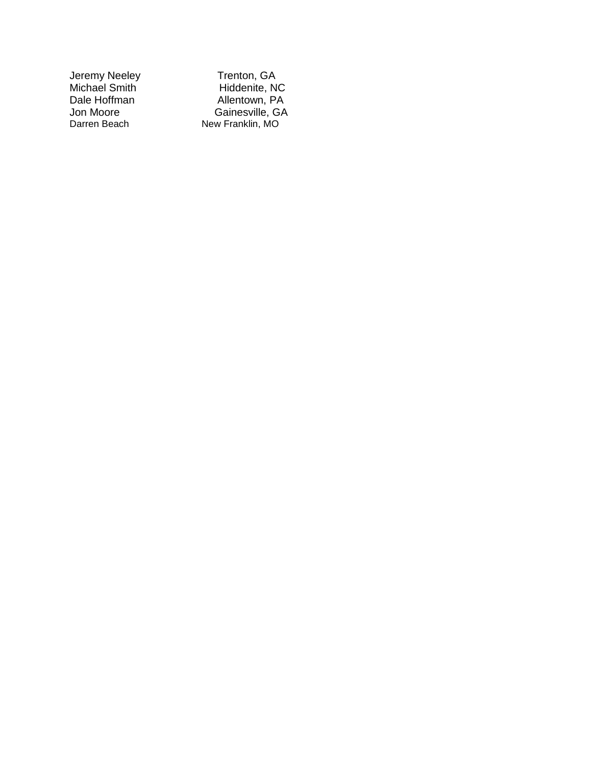| | |
|---|---|
| Jeremy Neeley | Trenton, GA |
| Michael Smith | Hiddenite, NC |
| Dale Hoffman | Allentown, PA |
| Jon Moore | Gainesville, GA |
| Darren Beach | New Franklin, MO |